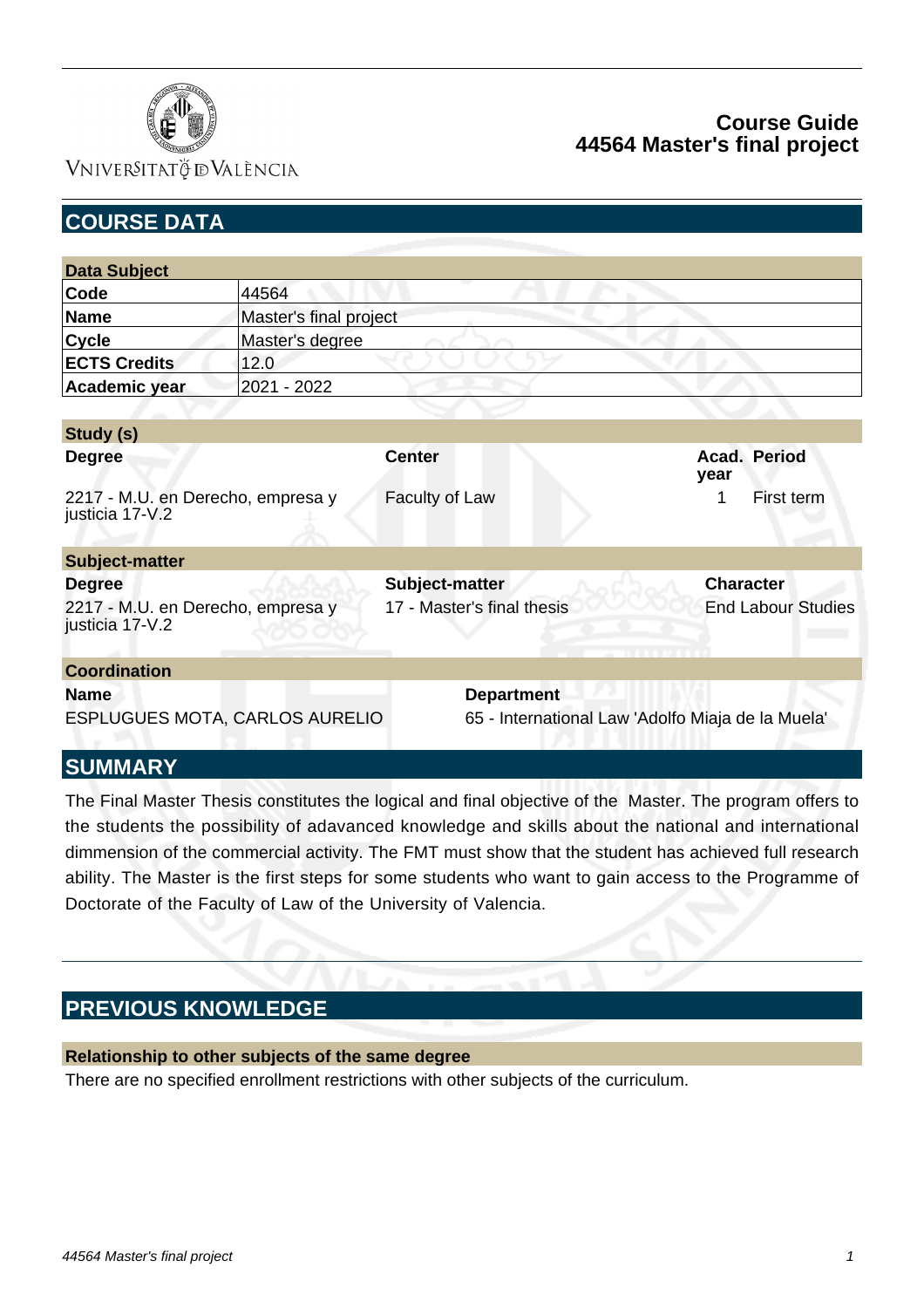# Course Guide
# 44564 Master's final project

## COURSE DATA

| Data Subject | |
|---|---|
| **Code** | 44564 |
| **Name** | Master's final project |
| **Cycle** | Master's degree |
| **ECTS Credits** | 12.0 |
| **Academic year** | 2021 - 2022 |

**Study (s)**

| Degree | Center | Acad. year | Period |
|---|---|---|---|
| 2217 - M.U. en Derecho, empresa y justicia 17-V.2 | Faculty of Law | 1 | First term |

**Subject-matter**

| Degree | Subject-matter | Character |
|---|---|---|
| 2217 - M.U. en Derecho, empresa y justicia 17-V.2 | 17 - Master's final thesis | End Labour Studies |

**Coordination**

| Name | Department |
|---|---|
| ESPLUGUES MOTA, CARLOS AURELIO | 65 - International Law 'Adolfo Miaja de la Muela' |

## SUMMARY

The Final Master Thesis constitutes the logical and final objective of the Master. The program offers to the students the possibility of adavanced knowledge and skills about the national and international dimmension of the commercial activity. The FMT must show that the student has achieved full research ability. The Master is the first steps for some students who want to gain access to the Programme of Doctorate of the Faculty of Law of the University of Valencia.

## PREVIOUS KNOWLEDGE

**Relationship to other subjects of the same degree**

There are no specified enrollment restrictions with other subjects of the curriculum.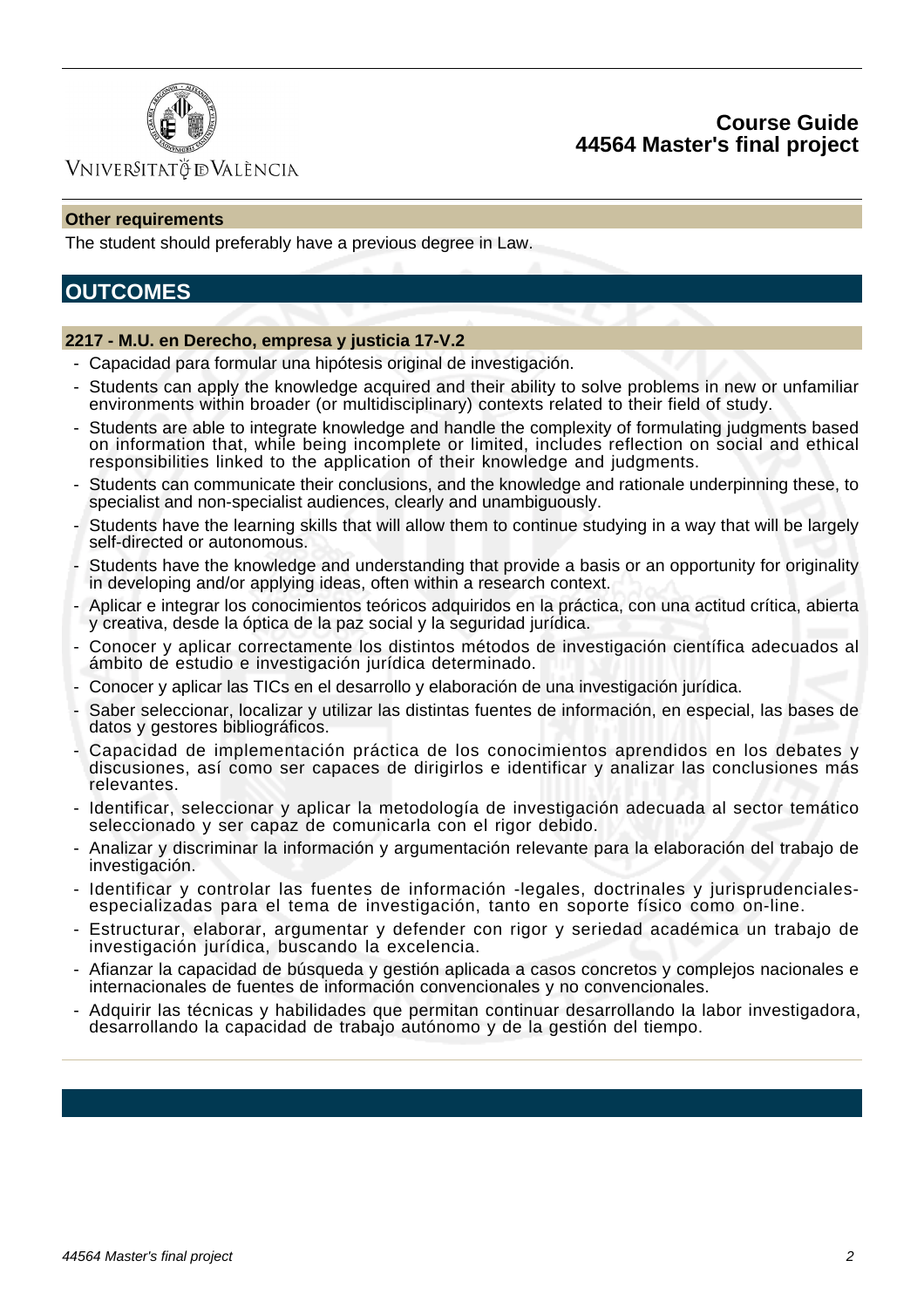### Other requirements

The student should preferably have a previous degree in Law.

## OUTCOMES

### 2217 - M.U. en Derecho, empresa y justicia 17-V.2

- Capacidad para formular una hipótesis original de investigación.
- Students can apply the knowledge acquired and their ability to solve problems in new or unfamiliar environments within broader (or multidisciplinary) contexts related to their field of study.
- Students are able to integrate knowledge and handle the complexity of formulating judgments based on information that, while being incomplete or limited, includes reflection on social and ethical responsibilities linked to the application of their knowledge and judgments.
- Students can communicate their conclusions, and the knowledge and rationale underpinning these, to specialist and non-specialist audiences, clearly and unambiguously.
- Students have the learning skills that will allow them to continue studying in a way that will be largely self-directed or autonomous.
- Students have the knowledge and understanding that provide a basis or an opportunity for originality in developing and/or applying ideas, often within a research context.
- Aplicar e integrar los conocimientos teóricos adquiridos en la práctica, con una actitud crítica, abierta y creativa, desde la óptica de la paz social y la seguridad jurídica.
- Conocer y aplicar correctamente los distintos métodos de investigación científica adecuados al ámbito de estudio e investigación jurídica determinado.
- Conocer y aplicar las TICs en el desarrollo y elaboración de una investigación jurídica.
- Saber seleccionar, localizar y utilizar las distintas fuentes de información, en especial, las bases de datos y gestores bibliográficos.
- Capacidad de implementación práctica de los conocimientos aprendidos en los debates y discusiones, así como ser capaces de dirigirlos e identificar y analizar las conclusiones más relevantes.
- Identificar, seleccionar y aplicar la metodología de investigación adecuada al sector temático seleccionado y ser capaz de comunicarla con el rigor debido.
- Analizar y discriminar la información y argumentación relevante para la elaboración del trabajo de investigación.
- Identificar y controlar las fuentes de información -legales, doctrinales y jurisprudenciales- especializadas para el tema de investigación, tanto en soporte físico como on-line.
- Estructurar, elaborar, argumentar y defender con rigor y seriedad académica un trabajo de investigación jurídica, buscando la excelencia.
- Afianzar la capacidad de búsqueda y gestión aplicada a casos concretos y complejos nacionales e internacionales de fuentes de información convencionales y no convencionales.
- Adquirir las técnicas y habilidades que permitan continuar desarrollando la labor investigadora, desarrollando la capacidad de trabajo autónomo y de la gestión del tiempo.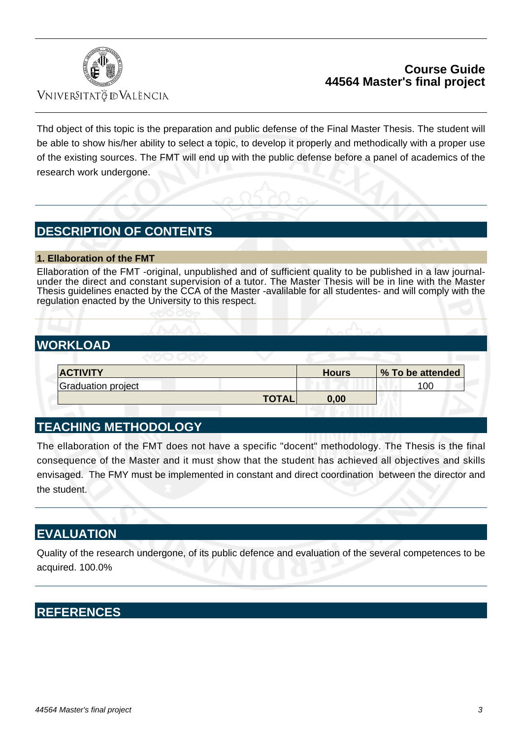Thd object of this topic is the preparation and public defense of the Final Master Thesis. The student will be able to show his/her ability to select a topic, to develop it properly and methodically with a proper use of the existing sources. The FMT will end up with the public defense before a panel of academics of the research work undergone.

## DESCRIPTION OF CONTENTS

### 1. Ellaboration of the FMT

Ellaboration of the FMT -original, unpublished and of sufficient quality to be published in a law journal- under the direct and constant supervision of a tutor. The Master Thesis will be in line with the Master Thesis guidelines enacted by the CCA of the Master -avalilable for all studentes- and will comply with the regulation enacted by the University to this respect.

## WORKLOAD

| ACTIVITY | Hours | % To be attended |
|---|---|---|
| Graduation project | | 100 |
| TOTAL | 0,00 | |

## TEACHING METHODOLOGY

The ellaboration of the FMT does not have a specific "docent" methodology. The Thesis is the final consequence of the Master and it must show that the student has achieved all objectives and skills envisaged. The FMY must be implemented in constant and direct coordination between the director and the student.

## EVALUATION

Quality of the research undergone, of its public defence and evaluation of the several competences to be acquired. 100.0%

## REFERENCES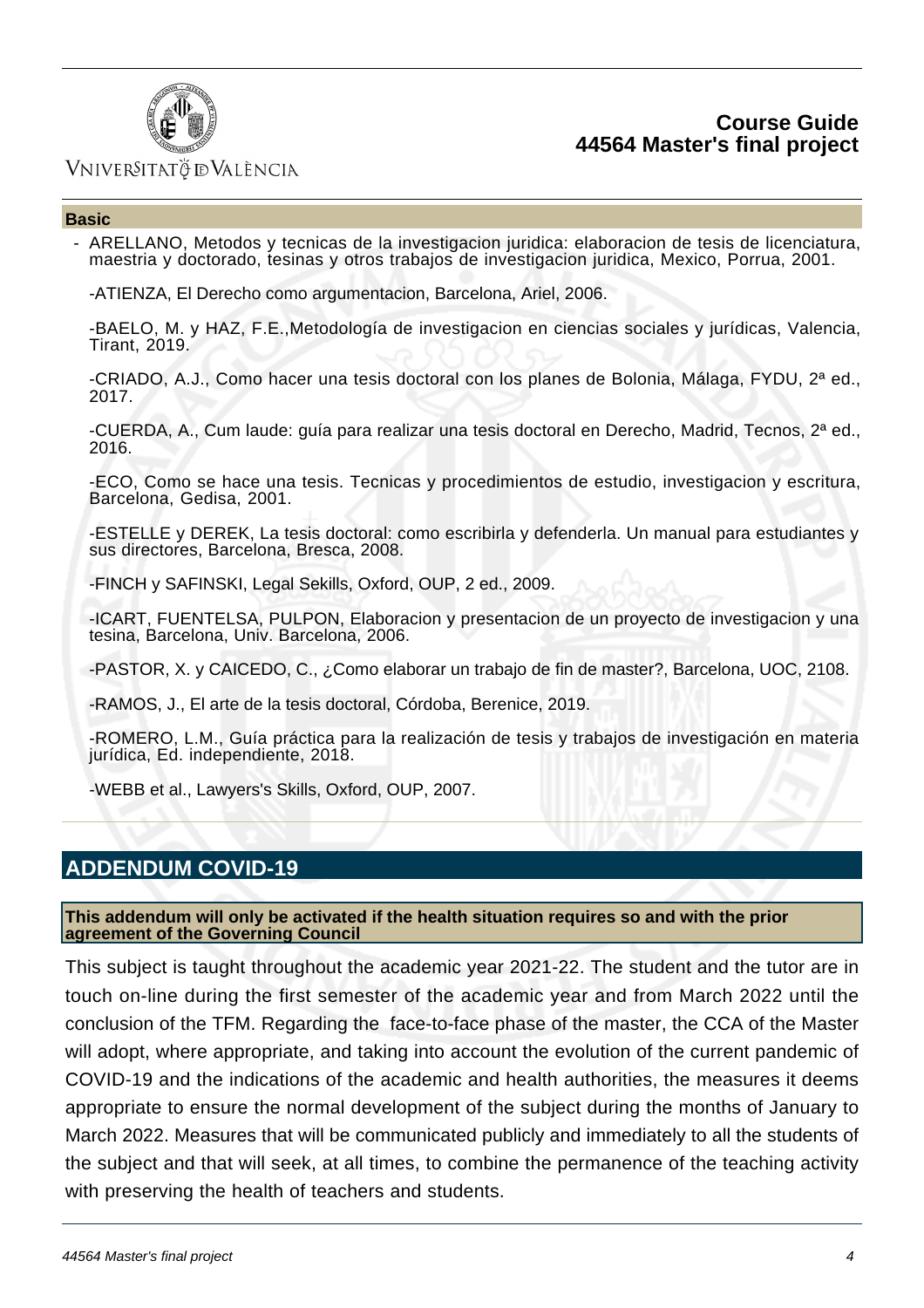#### Basic

- ARELLANO, Metodos y tecnicas de la investigacion juridica: elaboracion de tesis de licenciatura, maestria y doctorado, tesinas y otros trabajos de investigacion juridica, Mexico, Porrua, 2001.

  -ATIENZA, El Derecho como argumentacion, Barcelona, Ariel, 2006.

  -BAELO, M. y HAZ, F.E.,Metodología de investigacion en ciencias sociales y jurídicas, Valencia, Tirant, 2019.

  -CRIADO, A.J., Como hacer una tesis doctoral con los planes de Bolonia, Málaga, FYDU, 2ª ed., 2017.

  -CUERDA, A., Cum laude: guía para realizar una tesis doctoral en Derecho, Madrid, Tecnos, 2ª ed., 2016.

  -ECO, Como se hace una tesis. Tecnicas y procedimientos de estudio, investigacion y escritura, Barcelona, Gedisa, 2001.

  -ESTELLE y DEREK, La tesis doctoral: como escribirla y defenderla. Un manual para estudiantes y sus directores, Barcelona, Bresca, 2008.

  -FINCH y SAFINSKI, Legal Sekills, Oxford, OUP, 2 ed., 2009.

  -ICART, FUENTELSA, PULPON, Elaboracion y presentacion de un proyecto de investigacion y una tesina, Barcelona, Univ. Barcelona, 2006.

  -PASTOR, X. y CAICEDO, C., ¿Como elaborar un trabajo de fin de master?, Barcelona, UOC, 2108.

  -RAMOS, J., El arte de la tesis doctoral, Córdoba, Berenice, 2019.

  -ROMERO, L.M., Guía práctica para la realización de tesis y trabajos de investigación en materia jurídica, Ed. independiente, 2018.

  -WEBB et al., Lawyers's Skills, Oxford, OUP, 2007.

## ADDENDUM COVID-19

**This addendum will only be activated if the health situation requires so and with the prior agreement of the Governing Council**

This subject is taught throughout the academic year 2021-22. The student and the tutor are in touch on-line during the first semester of the academic year and from March 2022 until the conclusion of the TFM. Regarding the face-to-face phase of the master, the CCA of the Master will adopt, where appropriate, and taking into account the evolution of the current pandemic of COVID-19 and the indications of the academic and health authorities, the measures it deems appropriate to ensure the normal development of the subject during the months of January to March 2022. Measures that will be communicated publicly and immediately to all the students of the subject and that will seek, at all times, to combine the permanence of the teaching activity with preserving the health of teachers and students.